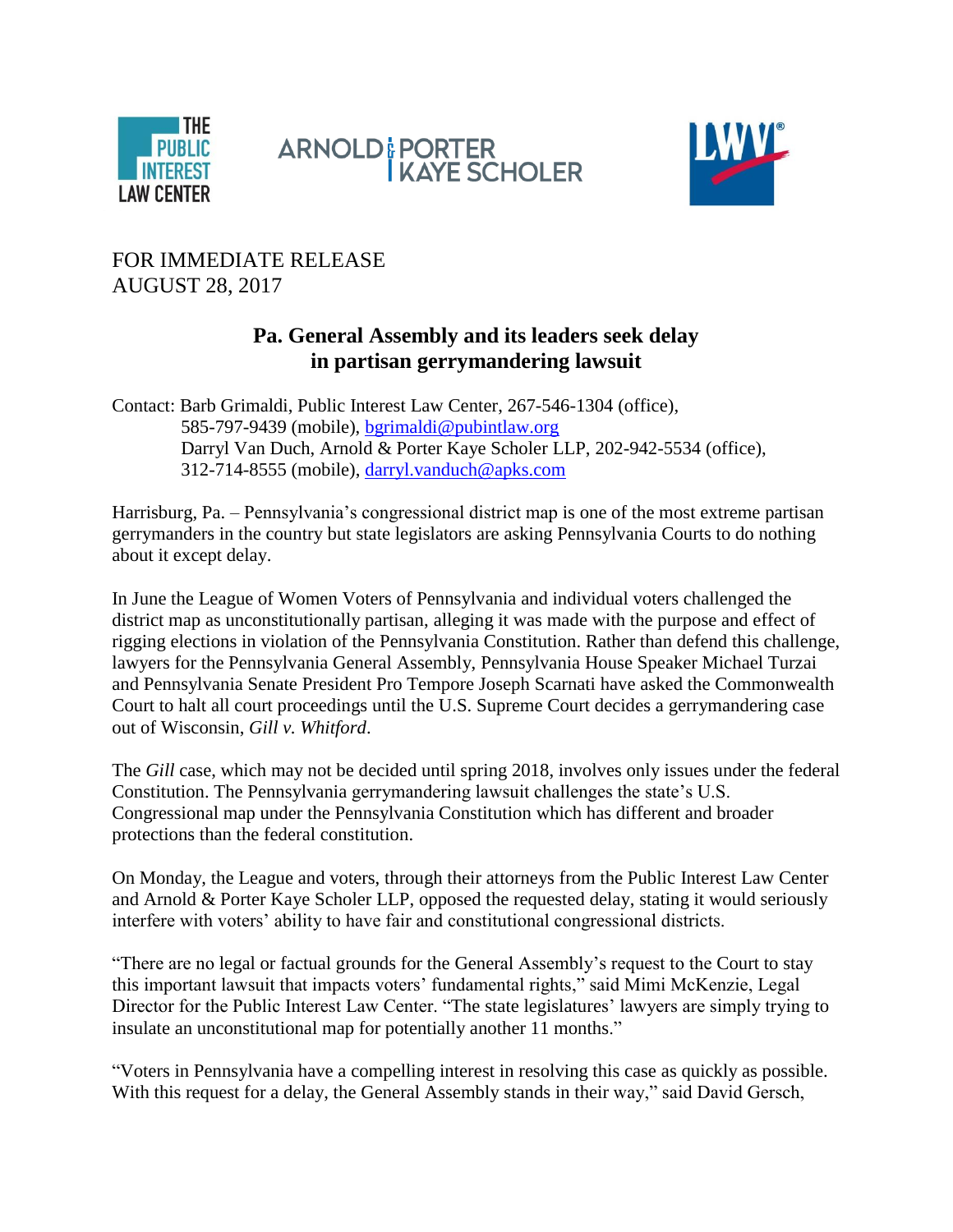THE PUBLIC INTEREST LAW CENTER

ARNOLD & PORTER KAYE SCHOLER

LWV

FOR IMMEDIATE RELEASE
AUGUST 28, 2017

## Pa. General Assembly and its leaders seek delay in partisan gerrymandering lawsuit

Contact: Barb Grimaldi, Public Interest Law Center, 267-546-1304 (office), 585-797-9439 (mobile), bgrimaldi@pubintlaw.org
Darryl Van Duch, Arnold & Porter Kaye Scholer LLP, 202-942-5534 (office), 312-714-8555 (mobile), darryl.vanduch@apks.com

Harrisburg, Pa. – Pennsylvania's congressional district map is one of the most extreme partisan gerrymanders in the country but state legislators are asking Pennsylvania Courts to do nothing about it except delay.

In June the League of Women Voters of Pennsylvania and individual voters challenged the district map as unconstitutionally partisan, alleging it was made with the purpose and effect of rigging elections in violation of the Pennsylvania Constitution. Rather than defend this challenge, lawyers for the Pennsylvania General Assembly, Pennsylvania House Speaker Michael Turzai and Pennsylvania Senate President Pro Tempore Joseph Scarnati have asked the Commonwealth Court to halt all court proceedings until the U.S. Supreme Court decides a gerrymandering case out of Wisconsin, *Gill v. Whitford*.

The *Gill* case, which may not be decided until spring 2018, involves only issues under the federal Constitution. The Pennsylvania gerrymandering lawsuit challenges the state's U.S. Congressional map under the Pennsylvania Constitution which has different and broader protections than the federal constitution.

On Monday, the League and voters, through their attorneys from the Public Interest Law Center and Arnold & Porter Kaye Scholer LLP, opposed the requested delay, stating it would seriously interfere with voters' ability to have fair and constitutional congressional districts.

"There are no legal or factual grounds for the General Assembly's request to the Court to stay this important lawsuit that impacts voters' fundamental rights," said Mimi McKenzie, Legal Director for the Public Interest Law Center. "The state legislatures' lawyers are simply trying to insulate an unconstitutional map for potentially another 11 months."

"Voters in Pennsylvania have a compelling interest in resolving this case as quickly as possible. With this request for a delay, the General Assembly stands in their way," said David Gersch,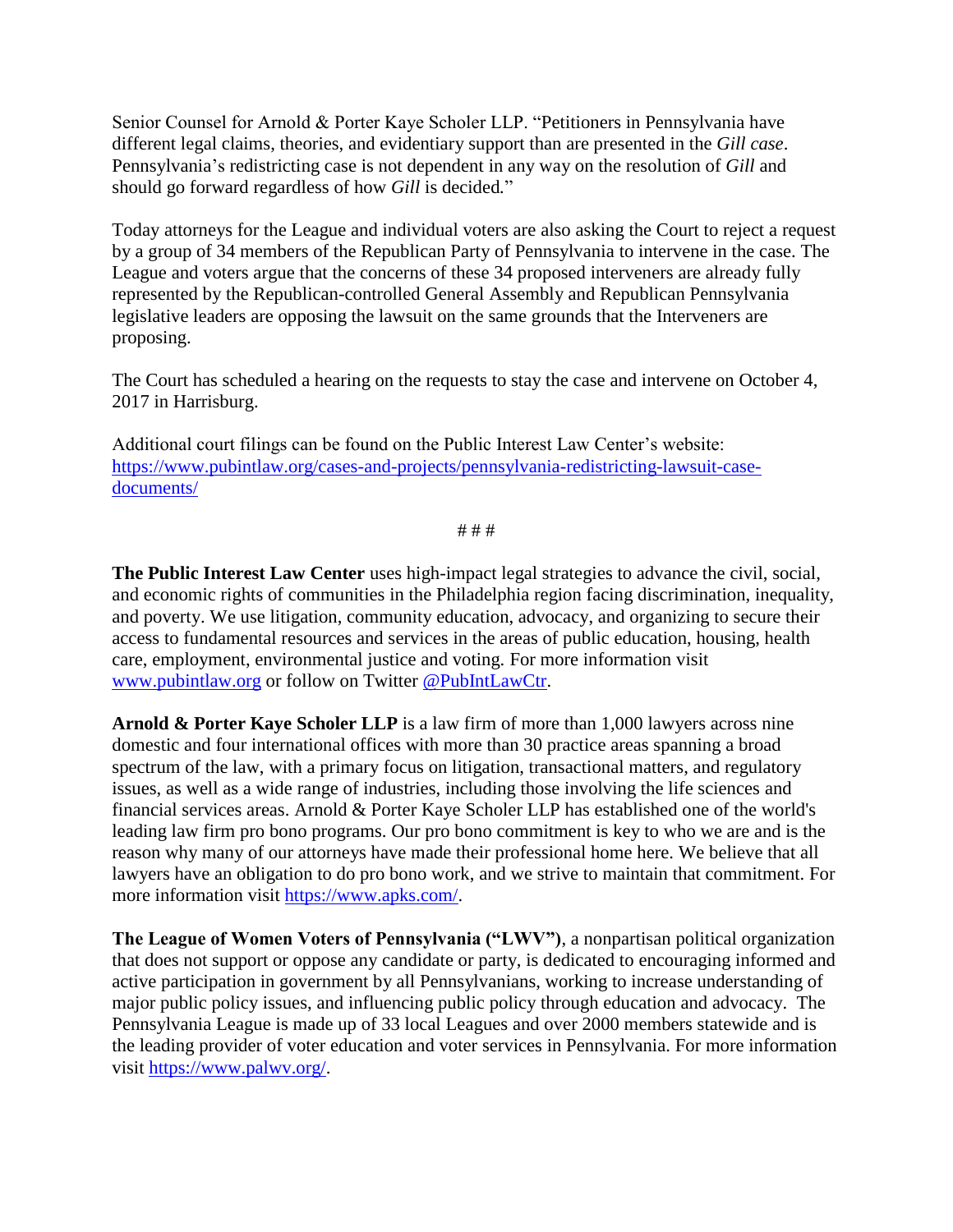Senior Counsel for Arnold & Porter Kaye Scholer LLP. "Petitioners in Pennsylvania have different legal claims, theories, and evidentiary support than are presented in the *Gill case*. Pennsylvania's redistricting case is not dependent in any way on the resolution of *Gill* and should go forward regardless of how *Gill* is decided."

Today attorneys for the League and individual voters are also asking the Court to reject a request by a group of 34 members of the Republican Party of Pennsylvania to intervene in the case. The League and voters argue that the concerns of these 34 proposed interveners are already fully represented by the Republican-controlled General Assembly and Republican Pennsylvania legislative leaders are opposing the lawsuit on the same grounds that the Interveners are proposing.

The Court has scheduled a hearing on the requests to stay the case and intervene on October 4, 2017 in Harrisburg.

Additional court filings can be found on the Public Interest Law Center's website: [https://www.pubintlaw.org/cases-and-projects/pennsylvania-redistricting-lawsuit-case-documents/](https://www.pubintlaw.org/cases-and-projects/pennsylvania-redistricting-lawsuit-case-documents/)

# # #

**The Public Interest Law Center** uses high-impact legal strategies to advance the civil, social, and economic rights of communities in the Philadelphia region facing discrimination, inequality, and poverty. We use litigation, community education, advocacy, and organizing to secure their access to fundamental resources and services in the areas of public education, housing, health care, employment, environmental justice and voting. For more information visit [www.pubintlaw.org](www.pubintlaw.org) or follow on Twitter [@PubIntLawCtr](@PubIntLawCtr).

**Arnold & Porter Kaye Scholer LLP** is a law firm of more than 1,000 lawyers across nine domestic and four international offices with more than 30 practice areas spanning a broad spectrum of the law, with a primary focus on litigation, transactional matters, and regulatory issues, as well as a wide range of industries, including those involving the life sciences and financial services areas. Arnold & Porter Kaye Scholer LLP has established one of the world's leading law firm pro bono programs. Our pro bono commitment is key to who we are and is the reason why many of our attorneys have made their professional home here. We believe that all lawyers have an obligation to do pro bono work, and we strive to maintain that commitment. For more information visit [https://www.apks.com/](https://www.apks.com/).

**The League of Women Voters of Pennsylvania ("LWV")**, a nonpartisan political organization that does not support or oppose any candidate or party, is dedicated to encouraging informed and active participation in government by all Pennsylvanians, working to increase understanding of major public policy issues, and influencing public policy through education and advocacy. The Pennsylvania League is made up of 33 local Leagues and over 2000 members statewide and is the leading provider of voter education and voter services in Pennsylvania. For more information visit [https://www.palwv.org/](https://www.palwv.org/).